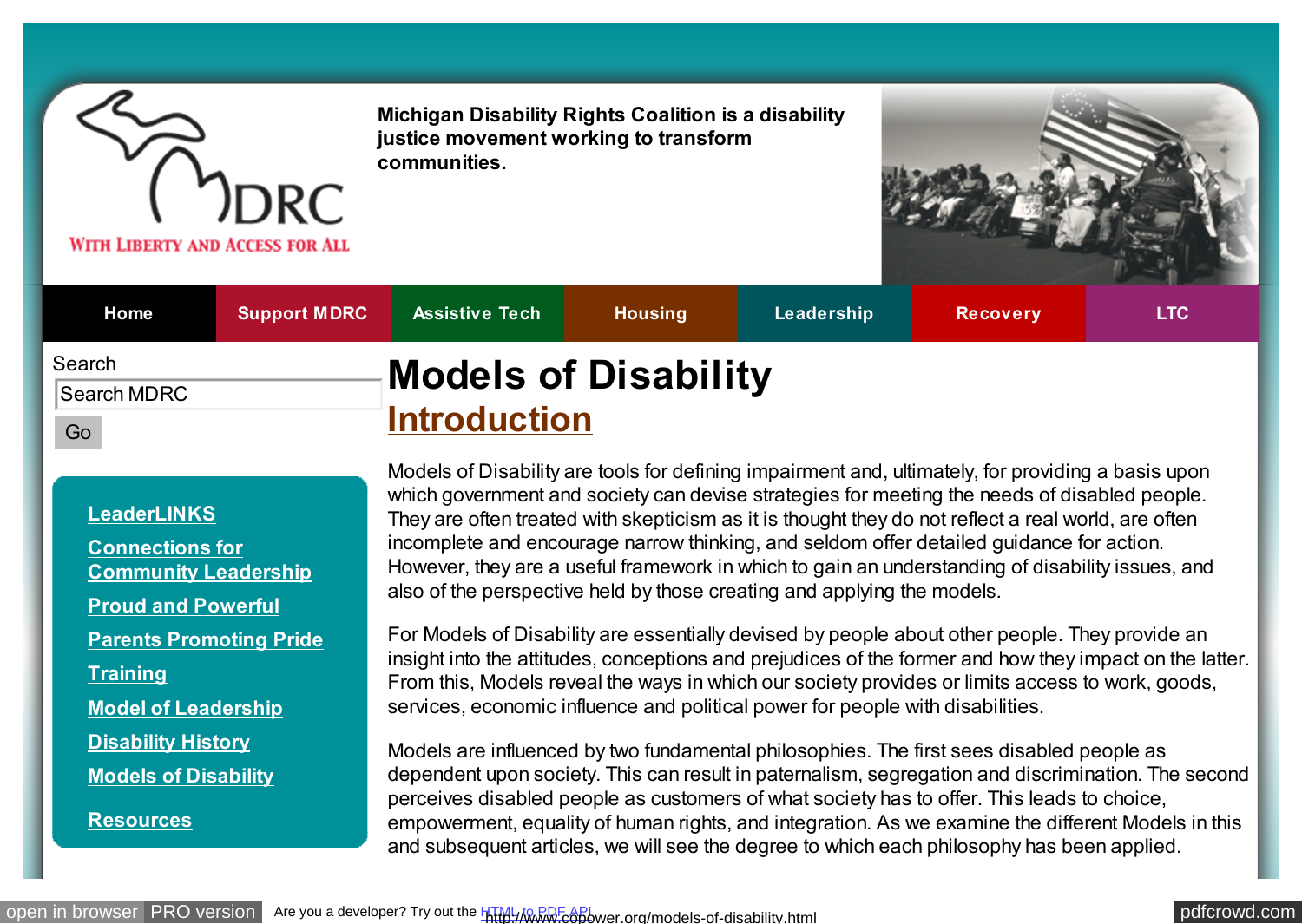Michigan Disability Rights Coalition is a disability justice movement working to transform communities.

MDRC
WITH LIBERTY AND ACCESS FOR ALL

Home | Support MDRC | Assistive Tech | Housing | Leadership | Recovery | LTC

Search

Search MDRC

Go

- LeaderLINKS
- Connections for Community Leadership
- Proud and Powerful
- Parents Promoting Pride
- Training
- Model of Leadership
- Disability History
- Models of Disability
- Resources

# Models of Disability

## Introduction

Models of Disability are tools for defining impairment and, ultimately, for providing a basis upon which government and society can devise strategies for meeting the needs of disabled people. They are often treated with skepticism as it is thought they do not reflect a real world, are often incomplete and encourage narrow thinking, and seldom offer detailed guidance for action. However, they are a useful framework in which to gain an understanding of disability issues, and also of the perspective held by those creating and applying the models.

For Models of Disability are essentially devised by people about other people. They provide an insight into the attitudes, conceptions and prejudices of the former and how they impact on the latter. From this, Models reveal the ways in which our society provides or limits access to work, goods, services, economic influence and political power for people with disabilities.

Models are influenced by two fundamental philosophies. The first sees disabled people as dependent upon society. This can result in paternalism, segregation and discrimination. The second perceives disabled people as customers of what society has to offer. This leads to choice, empowerment, equality of human rights, and integration. As we examine the different Models in this and subsequent articles, we will see the degree to which each philosophy has been applied.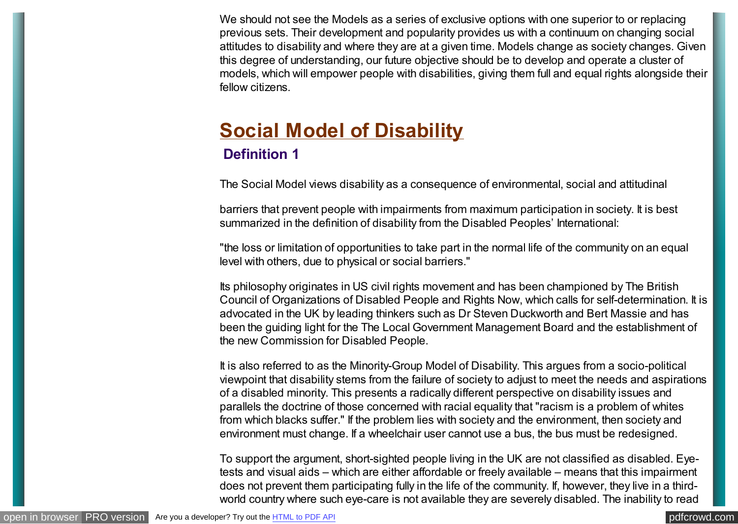We should not see the Models as a series of exclusive options with one superior to or replacing previous sets. Their development and popularity provides us with a continuum on changing social attitudes to disability and where they are at a given time. Models change as society changes. Given this degree of understanding, our future objective should be to develop and operate a cluster of models, which will empower people with disabilities, giving them full and equal rights alongside their fellow citizens.

## Social Model of Disability

### Definition 1

The Social Model views disability as a consequence of environmental, social and attitudinal

barriers that prevent people with impairments from maximum participation in society. It is best summarized in the definition of disability from the Disabled Peoples' International:

"the loss or limitation of opportunities to take part in the normal life of the community on an equal level with others, due to physical or social barriers."

Its philosophy originates in US civil rights movement and has been championed by The British Council of Organizations of Disabled People and Rights Now, which calls for self-determination. It is advocated in the UK by leading thinkers such as Dr Steven Duckworth and Bert Massie and has been the guiding light for the The Local Government Management Board and the establishment of the new Commission for Disabled People.

It is also referred to as the Minority-Group Model of Disability. This argues from a socio-political viewpoint that disability stems from the failure of society to adjust to meet the needs and aspirations of a disabled minority. This presents a radically different perspective on disability issues and parallels the doctrine of those concerned with racial equality that "racism is a problem of whites from which blacks suffer." If the problem lies with society and the environment, then society and environment must change. If a wheelchair user cannot use a bus, the bus must be redesigned.

To support the argument, short-sighted people living in the UK are not classified as disabled. Eye-tests and visual aids – which are either affordable or freely available – means that this impairment does not prevent them participating fully in the life of the community. If, however, they live in a third-world country where such eye-care is not available they are severely disabled. The inability to read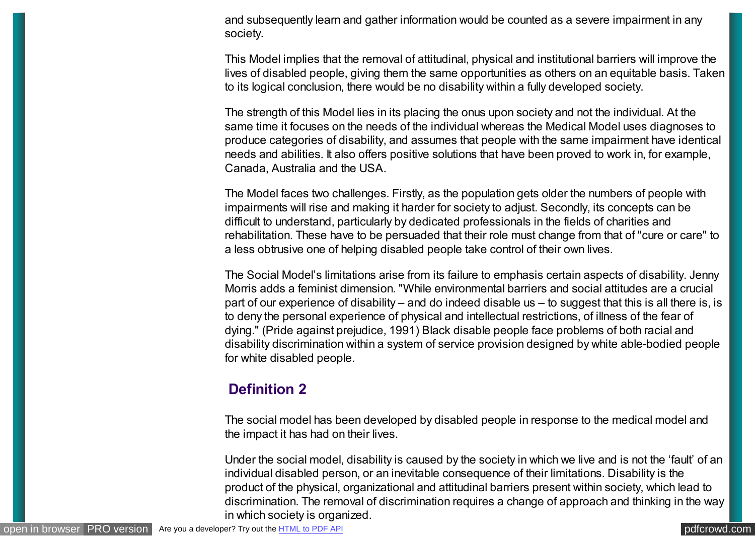and subsequently learn and gather information would be counted as a severe impairment in any society.

This Model implies that the removal of attitudinal, physical and institutional barriers will improve the lives of disabled people, giving them the same opportunities as others on an equitable basis. Taken to its logical conclusion, there would be no disability within a fully developed society.

The strength of this Model lies in its placing the onus upon society and not the individual. At the same time it focuses on the needs of the individual whereas the Medical Model uses diagnoses to produce categories of disability, and assumes that people with the same impairment have identical needs and abilities. It also offers positive solutions that have been proved to work in, for example, Canada, Australia and the USA.

The Model faces two challenges. Firstly, as the population gets older the numbers of people with impairments will rise and making it harder for society to adjust. Secondly, its concepts can be difficult to understand, particularly by dedicated professionals in the fields of charities and rehabilitation. These have to be persuaded that their role must change from that of "cure or care" to a less obtrusive one of helping disabled people take control of their own lives.

The Social Model's limitations arise from its failure to emphasis certain aspects of disability. Jenny Morris adds a feminist dimension. "While environmental barriers and social attitudes are a crucial part of our experience of disability – and do indeed disable us – to suggest that this is all there is, is to deny the personal experience of physical and intellectual restrictions, of illness of the fear of dying." (Pride against prejudice, 1991) Black disable people face problems of both racial and disability discrimination within a system of service provision designed by white able-bodied people for white disabled people.

## Definition 2

The social model has been developed by disabled people in response to the medical model and the impact it has had on their lives.

Under the social model, disability is caused by the society in which we live and is not the 'fault' of an individual disabled person, or an inevitable consequence of their limitations. Disability is the product of the physical, organizational and attitudinal barriers present within society, which lead to discrimination. The removal of discrimination requires a change of approach and thinking in the way in which society is organized.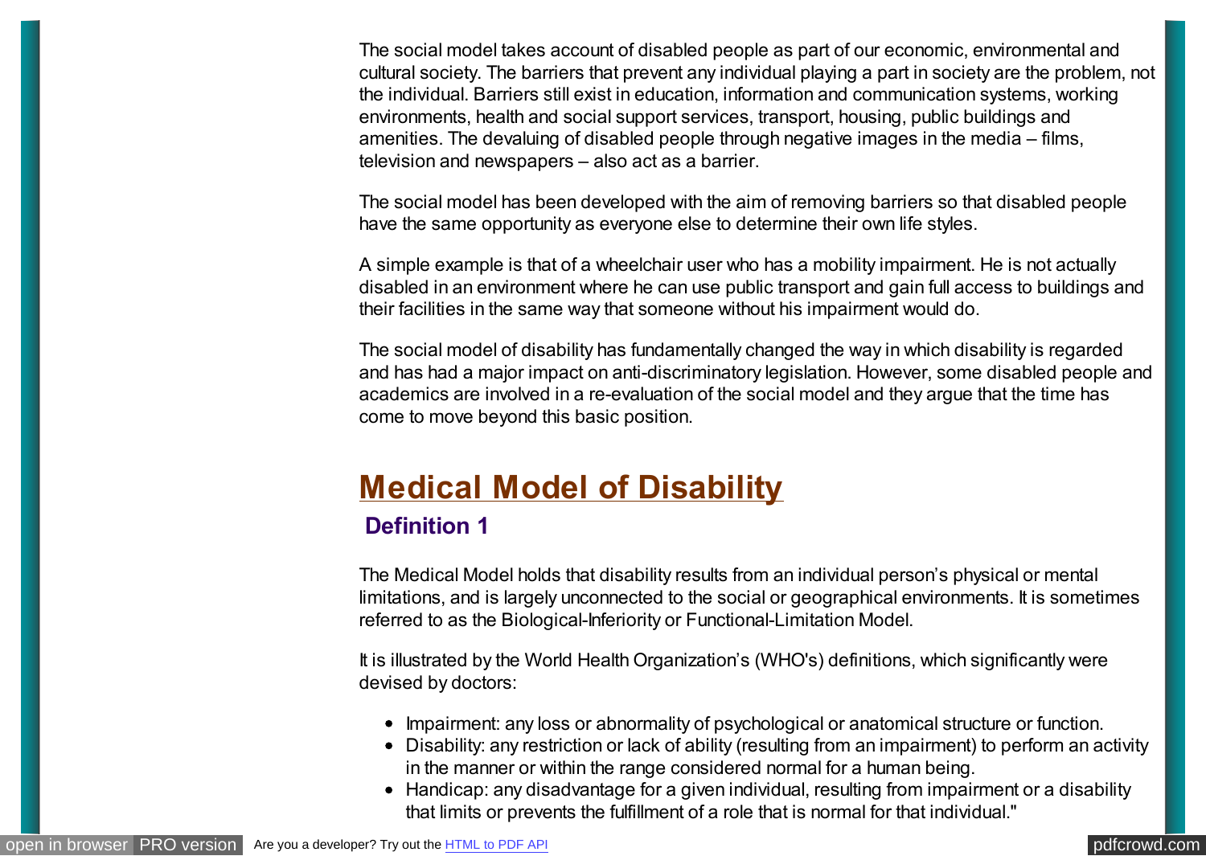The social model takes account of disabled people as part of our economic, environmental and cultural society. The barriers that prevent any individual playing a part in society are the problem, not the individual. Barriers still exist in education, information and communication systems, working environments, health and social support services, transport, housing, public buildings and amenities. The devaluing of disabled people through negative images in the media – films, television and newspapers – also act as a barrier.

The social model has been developed with the aim of removing barriers so that disabled people have the same opportunity as everyone else to determine their own life styles.

A simple example is that of a wheelchair user who has a mobility impairment. He is not actually disabled in an environment where he can use public transport and gain full access to buildings and their facilities in the same way that someone without his impairment would do.

The social model of disability has fundamentally changed the way in which disability is regarded and has had a major impact on anti-discriminatory legislation. However, some disabled people and academics are involved in a re-evaluation of the social model and they argue that the time has come to move beyond this basic position.

## Medical Model of Disability

### Definition 1

The Medical Model holds that disability results from an individual person's physical or mental limitations, and is largely unconnected to the social or geographical environments. It is sometimes referred to as the Biological-Inferiority or Functional-Limitation Model.

It is illustrated by the World Health Organization's (WHO's) definitions, which significantly were devised by doctors:

- Impairment: any loss or abnormality of psychological or anatomical structure or function.
- Disability: any restriction or lack of ability (resulting from an impairment) to perform an activity in the manner or within the range considered normal for a human being.
- Handicap: any disadvantage for a given individual, resulting from impairment or a disability that limits or prevents the fulfillment of a role that is normal for that individual."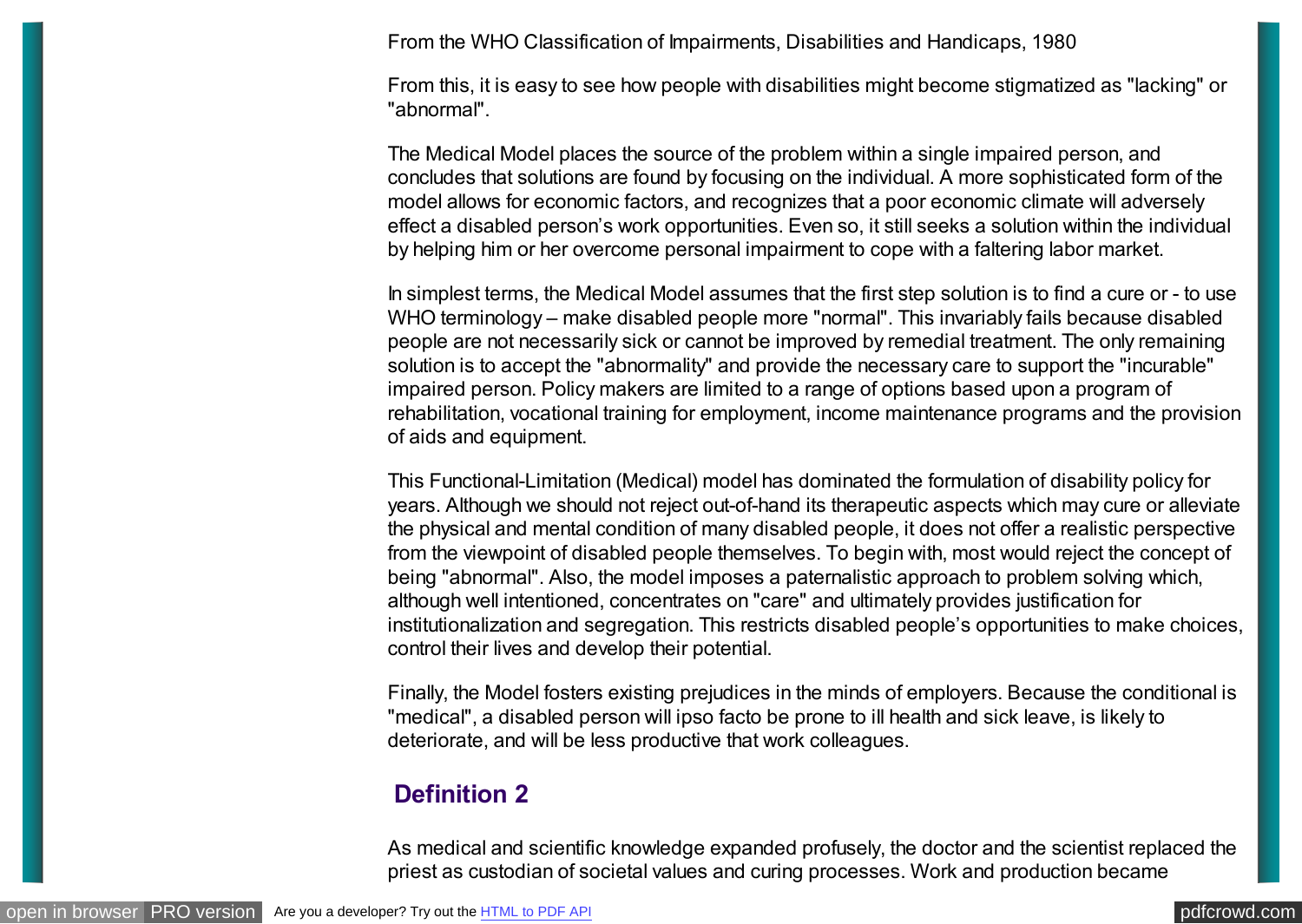From the WHO Classification of Impairments, Disabilities and Handicaps, 1980

From this, it is easy to see how people with disabilities might become stigmatized as "lacking" or "abnormal".

The Medical Model places the source of the problem within a single impaired person, and concludes that solutions are found by focusing on the individual. A more sophisticated form of the model allows for economic factors, and recognizes that a poor economic climate will adversely effect a disabled person's work opportunities. Even so, it still seeks a solution within the individual by helping him or her overcome personal impairment to cope with a faltering labor market.

In simplest terms, the Medical Model assumes that the first step solution is to find a cure or - to use WHO terminology – make disabled people more "normal". This invariably fails because disabled people are not necessarily sick or cannot be improved by remedial treatment. The only remaining solution is to accept the "abnormality" and provide the necessary care to support the "incurable" impaired person. Policy makers are limited to a range of options based upon a program of rehabilitation, vocational training for employment, income maintenance programs and the provision of aids and equipment.

This Functional-Limitation (Medical) model has dominated the formulation of disability policy for years. Although we should not reject out-of-hand its therapeutic aspects which may cure or alleviate the physical and mental condition of many disabled people, it does not offer a realistic perspective from the viewpoint of disabled people themselves. To begin with, most would reject the concept of being "abnormal". Also, the model imposes a paternalistic approach to problem solving which, although well intentioned, concentrates on "care" and ultimately provides justification for institutionalization and segregation. This restricts disabled people's opportunities to make choices, control their lives and develop their potential.

Finally, the Model fosters existing prejudices in the minds of employers. Because the conditional is "medical", a disabled person will ipso facto be prone to ill health and sick leave, is likely to deteriorate, and will be less productive that work colleagues.

## Definition 2

As medical and scientific knowledge expanded profusely, the doctor and the scientist replaced the priest as custodian of societal values and curing processes. Work and production became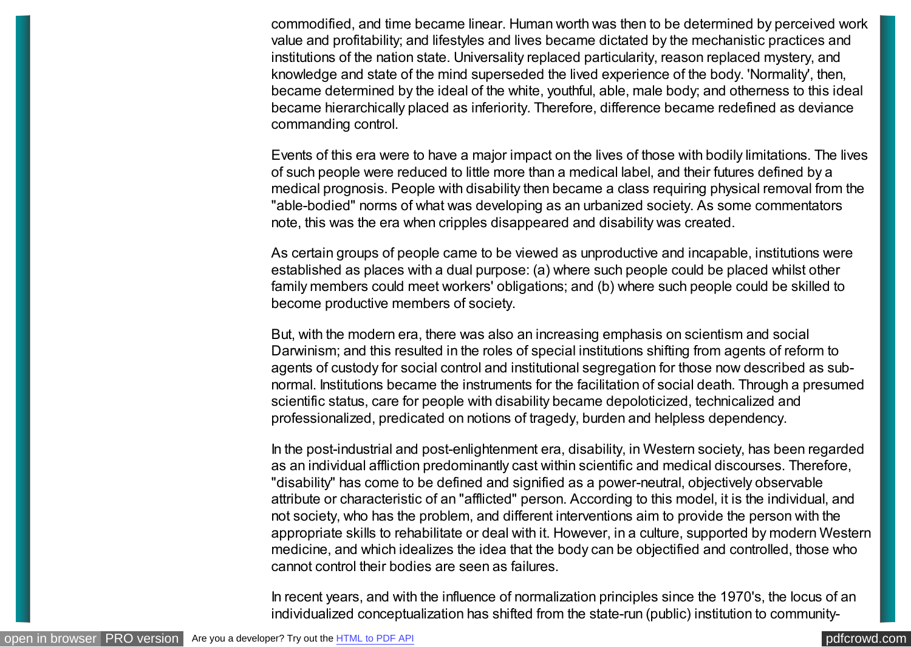commodified, and time became linear. Human worth was then to be determined by perceived work value and profitability; and lifestyles and lives became dictated by the mechanistic practices and institutions of the nation state. Universality replaced particularity, reason replaced mystery, and knowledge and state of the mind superseded the lived experience of the body. 'Normality', then, became determined by the ideal of the white, youthful, able, male body; and otherness to this ideal became hierarchically placed as inferiority. Therefore, difference became redefined as deviance commanding control.

Events of this era were to have a major impact on the lives of those with bodily limitations. The lives of such people were reduced to little more than a medical label, and their futures defined by a medical prognosis. People with disability then became a class requiring physical removal from the "able-bodied" norms of what was developing as an urbanized society. As some commentators note, this was the era when cripples disappeared and disability was created.

As certain groups of people came to be viewed as unproductive and incapable, institutions were established as places with a dual purpose: (a) where such people could be placed whilst other family members could meet workers' obligations; and (b) where such people could be skilled to become productive members of society.

But, with the modern era, there was also an increasing emphasis on scientism and social Darwinism; and this resulted in the roles of special institutions shifting from agents of reform to agents of custody for social control and institutional segregation for those now described as sub-normal. Institutions became the instruments for the facilitation of social death. Through a presumed scientific status, care for people with disability became depoloticized, technicalized and professionalized, predicated on notions of tragedy, burden and helpless dependency.

In the post-industrial and post-enlightenment era, disability, in Western society, has been regarded as an individual affliction predominantly cast within scientific and medical discourses. Therefore, "disability" has come to be defined and signified as a power-neutral, objectively observable attribute or characteristic of an "afflicted" person. According to this model, it is the individual, and not society, who has the problem, and different interventions aim to provide the person with the appropriate skills to rehabilitate or deal with it. However, in a culture, supported by modern Western medicine, and which idealizes the idea that the body can be objectified and controlled, those who cannot control their bodies are seen as failures.

In recent years, and with the influence of normalization principles since the 1970's, the locus of an individualized conceptualization has shifted from the state-run (public) institution to community-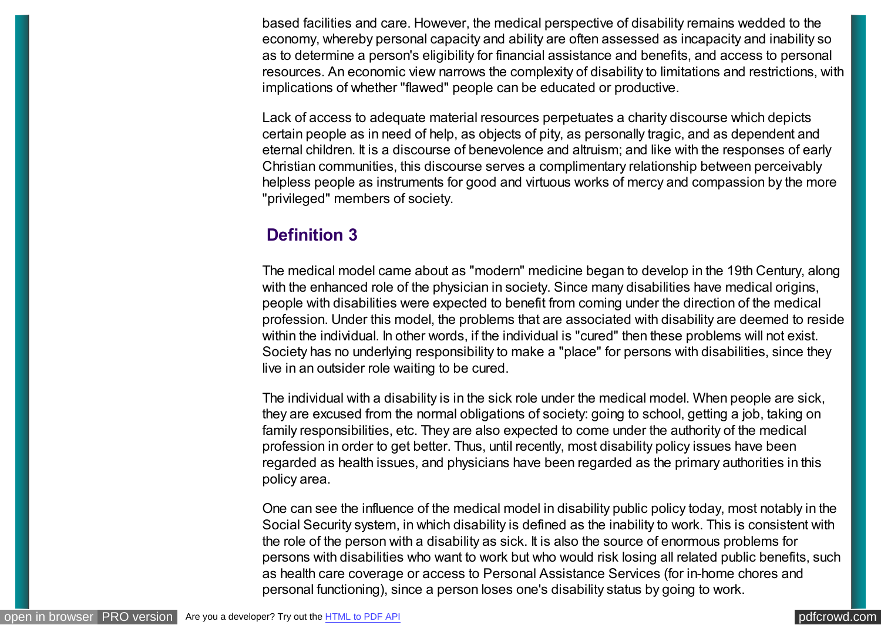based facilities and care. However, the medical perspective of disability remains wedded to the economy, whereby personal capacity and ability are often assessed as incapacity and inability so as to determine a person's eligibility for financial assistance and benefits, and access to personal resources. An economic view narrows the complexity of disability to limitations and restrictions, with implications of whether "flawed" people can be educated or productive.

Lack of access to adequate material resources perpetuates a charity discourse which depicts certain people as in need of help, as objects of pity, as personally tragic, and as dependent and eternal children. It is a discourse of benevolence and altruism; and like with the responses of early Christian communities, this discourse serves a complimentary relationship between perceivably helpless people as instruments for good and virtuous works of mercy and compassion by the more "privileged" members of society.

## Definition 3

The medical model came about as "modern" medicine began to develop in the 19th Century, along with the enhanced role of the physician in society. Since many disabilities have medical origins, people with disabilities were expected to benefit from coming under the direction of the medical profession. Under this model, the problems that are associated with disability are deemed to reside within the individual. In other words, if the individual is "cured" then these problems will not exist. Society has no underlying responsibility to make a "place" for persons with disabilities, since they live in an outsider role waiting to be cured.

The individual with a disability is in the sick role under the medical model. When people are sick, they are excused from the normal obligations of society: going to school, getting a job, taking on family responsibilities, etc. They are also expected to come under the authority of the medical profession in order to get better. Thus, until recently, most disability policy issues have been regarded as health issues, and physicians have been regarded as the primary authorities in this policy area.

One can see the influence of the medical model in disability public policy today, most notably in the Social Security system, in which disability is defined as the inability to work. This is consistent with the role of the person with a disability as sick. It is also the source of enormous problems for persons with disabilities who want to work but who would risk losing all related public benefits, such as health care coverage or access to Personal Assistance Services (for in-home chores and personal functioning), since a person loses one's disability status by going to work.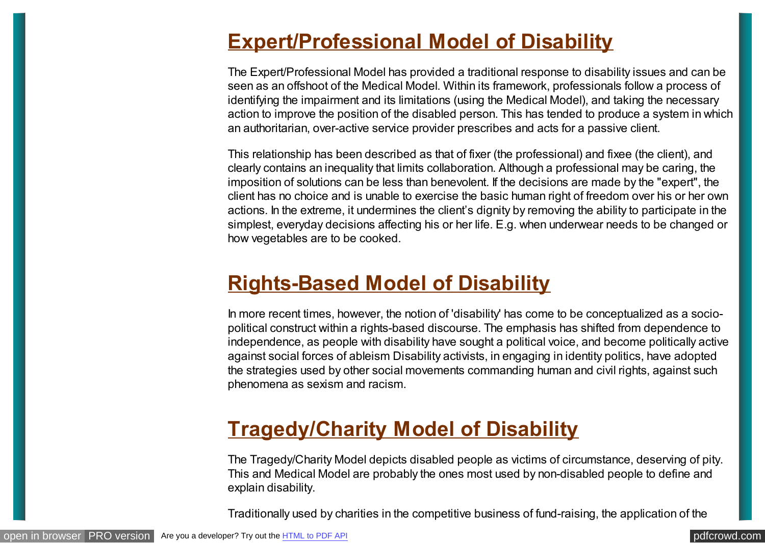## Expert/Professional Model of Disability

The Expert/Professional Model has provided a traditional response to disability issues and can be seen as an offshoot of the Medical Model. Within its framework, professionals follow a process of identifying the impairment and its limitations (using the Medical Model), and taking the necessary action to improve the position of the disabled person. This has tended to produce a system in which an authoritarian, over-active service provider prescribes and acts for a passive client.

This relationship has been described as that of fixer (the professional) and fixee (the client), and clearly contains an inequality that limits collaboration. Although a professional may be caring, the imposition of solutions can be less than benevolent. If the decisions are made by the "expert", the client has no choice and is unable to exercise the basic human right of freedom over his or her own actions. In the extreme, it undermines the client's dignity by removing the ability to participate in the simplest, everyday decisions affecting his or her life. E.g. when underwear needs to be changed or how vegetables are to be cooked.

## Rights-Based Model of Disability

In more recent times, however, the notion of 'disability' has come to be conceptualized as a socio-political construct within a rights-based discourse. The emphasis has shifted from dependence to independence, as people with disability have sought a political voice, and become politically active against social forces of ableism Disability activists, in engaging in identity politics, have adopted the strategies used by other social movements commanding human and civil rights, against such phenomena as sexism and racism.

## Tragedy/Charity Model of Disability

The Tragedy/Charity Model depicts disabled people as victims of circumstance, deserving of pity. This and Medical Model are probably the ones most used by non-disabled people to define and explain disability.

Traditionally used by charities in the competitive business of fund-raising, the application of the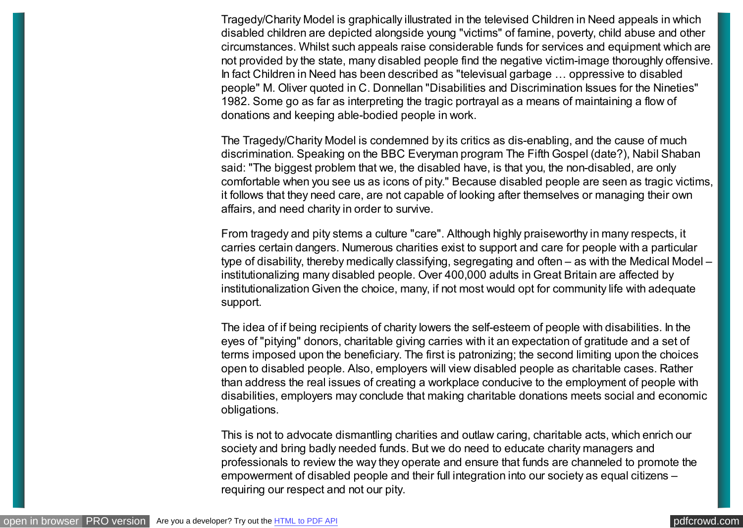Tragedy/Charity Model is graphically illustrated in the televised Children in Need appeals in which disabled children are depicted alongside young "victims" of famine, poverty, child abuse and other circumstances. Whilst such appeals raise considerable funds for services and equipment which are not provided by the state, many disabled people find the negative victim-image thoroughly offensive. In fact Children in Need has been described as "televisual garbage … oppressive to disabled people" M. Oliver quoted in C. Donnellan "Disabilities and Discrimination Issues for the Nineties" 1982. Some go as far as interpreting the tragic portrayal as a means of maintaining a flow of donations and keeping able-bodied people in work.

The Tragedy/Charity Model is condemned by its critics as dis-enabling, and the cause of much discrimination. Speaking on the BBC Everyman program The Fifth Gospel (date?), Nabil Shaban said: "The biggest problem that we, the disabled have, is that you, the non-disabled, are only comfortable when you see us as icons of pity." Because disabled people are seen as tragic victims, it follows that they need care, are not capable of looking after themselves or managing their own affairs, and need charity in order to survive.

From tragedy and pity stems a culture "care". Although highly praiseworthy in many respects, it carries certain dangers. Numerous charities exist to support and care for people with a particular type of disability, thereby medically classifying, segregating and often – as with the Medical Model – institutionalizing many disabled people. Over 400,000 adults in Great Britain are affected by institutionalization Given the choice, many, if not most would opt for community life with adequate support.

The idea of if being recipients of charity lowers the self-esteem of people with disabilities. In the eyes of "pitying" donors, charitable giving carries with it an expectation of gratitude and a set of terms imposed upon the beneficiary. The first is patronizing; the second limiting upon the choices open to disabled people. Also, employers will view disabled people as charitable cases. Rather than address the real issues of creating a workplace conducive to the employment of people with disabilities, employers may conclude that making charitable donations meets social and economic obligations.

This is not to advocate dismantling charities and outlaw caring, charitable acts, which enrich our society and bring badly needed funds. But we do need to educate charity managers and professionals to review the way they operate and ensure that funds are channeled to promote the empowerment of disabled people and their full integration into our society as equal citizens – requiring our respect and not our pity.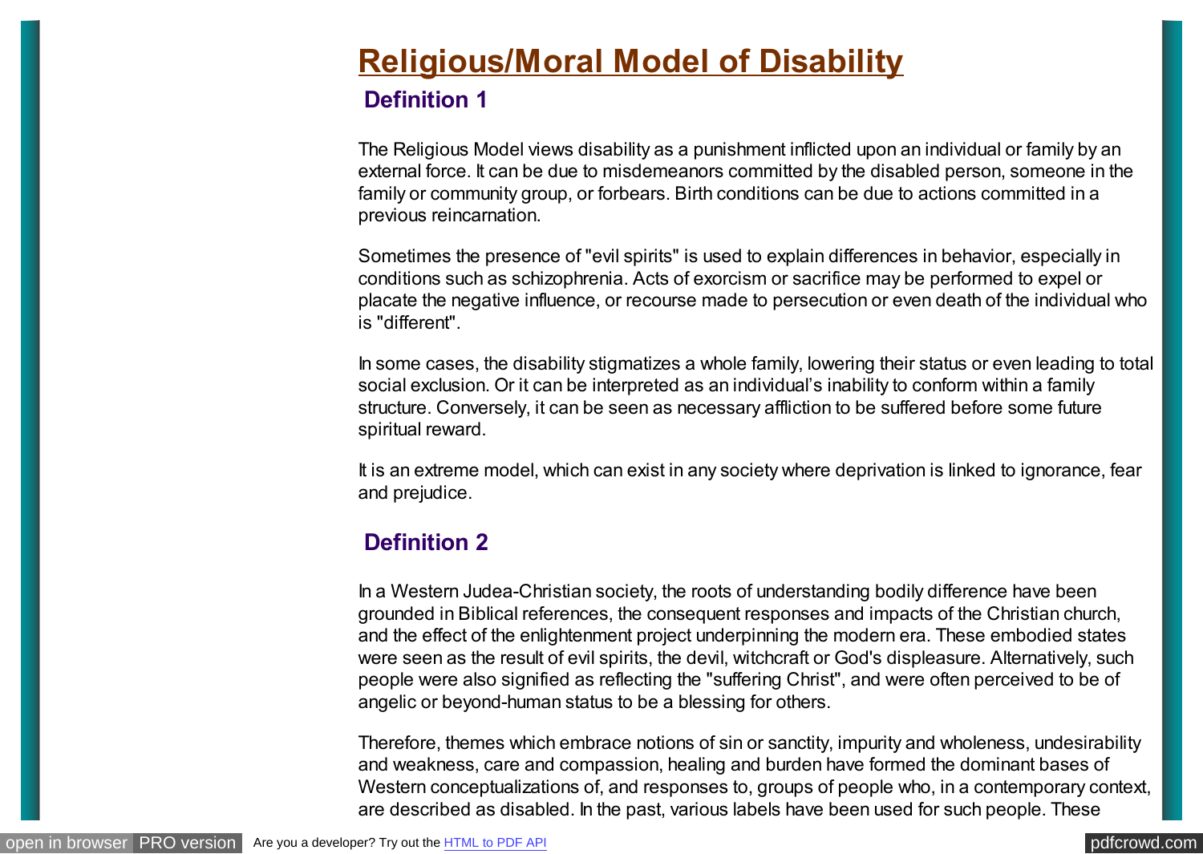# Religious/Moral Model of Disability

## Definition 1

The Religious Model views disability as a punishment inflicted upon an individual or family by an external force. It can be due to misdemeanors committed by the disabled person, someone in the family or community group, or forbears. Birth conditions can be due to actions committed in a previous reincarnation.

Sometimes the presence of "evil spirits" is used to explain differences in behavior, especially in conditions such as schizophrenia. Acts of exorcism or sacrifice may be performed to expel or placate the negative influence, or recourse made to persecution or even death of the individual who is "different".

In some cases, the disability stigmatizes a whole family, lowering their status or even leading to total social exclusion. Or it can be interpreted as an individual's inability to conform within a family structure. Conversely, it can be seen as necessary affliction to be suffered before some future spiritual reward.

It is an extreme model, which can exist in any society where deprivation is linked to ignorance, fear and prejudice.

## Definition 2

In a Western Judea-Christian society, the roots of understanding bodily difference have been grounded in Biblical references, the consequent responses and impacts of the Christian church, and the effect of the enlightenment project underpinning the modern era. These embodied states were seen as the result of evil spirits, the devil, witchcraft or God's displeasure. Alternatively, such people were also signified as reflecting the "suffering Christ", and were often perceived to be of angelic or beyond-human status to be a blessing for others.

Therefore, themes which embrace notions of sin or sanctity, impurity and wholeness, undesirability and weakness, care and compassion, healing and burden have formed the dominant bases of Western conceptualizations of, and responses to, groups of people who, in a contemporary context, are described as disabled. In the past, various labels have been used for such people. These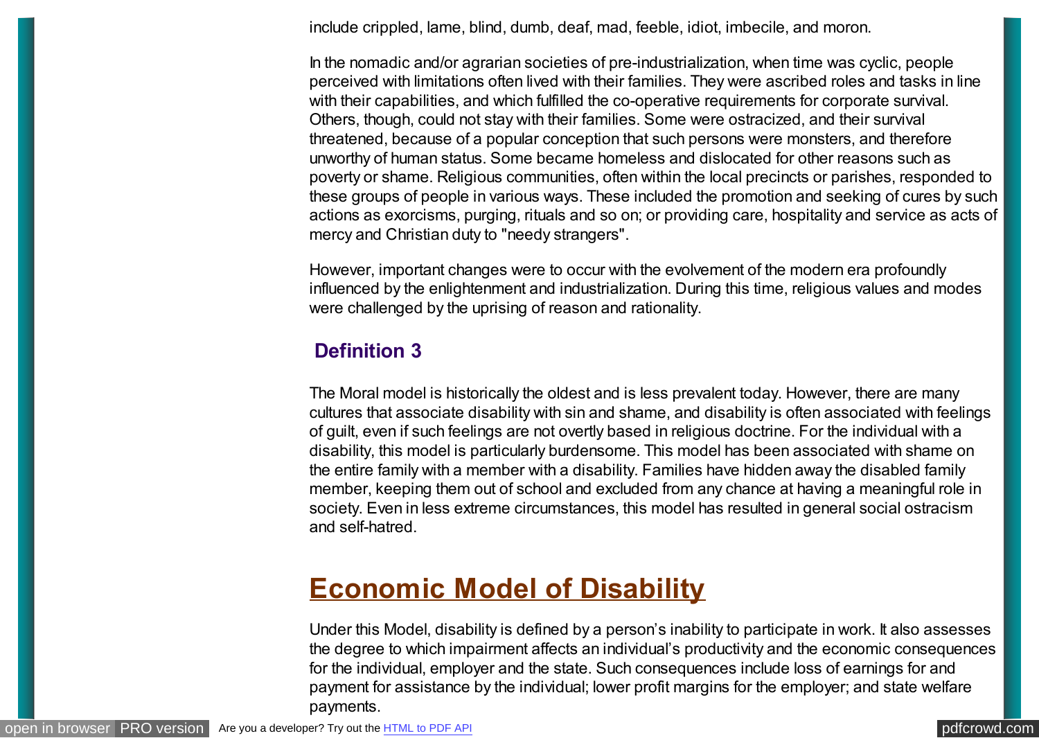include crippled, lame, blind, dumb, deaf, mad, feeble, idiot, imbecile, and moron.

In the nomadic and/or agrarian societies of pre-industrialization, when time was cyclic, people perceived with limitations often lived with their families. They were ascribed roles and tasks in line with their capabilities, and which fulfilled the co-operative requirements for corporate survival. Others, though, could not stay with their families. Some were ostracized, and their survival threatened, because of a popular conception that such persons were monsters, and therefore unworthy of human status. Some became homeless and dislocated for other reasons such as poverty or shame. Religious communities, often within the local precincts or parishes, responded to these groups of people in various ways. These included the promotion and seeking of cures by such actions as exorcisms, purging, rituals and so on; or providing care, hospitality and service as acts of mercy and Christian duty to "needy strangers".

However, important changes were to occur with the evolvement of the modern era profoundly influenced by the enlightenment and industrialization. During this time, religious values and modes were challenged by the uprising of reason and rationality.

### Definition 3

The Moral model is historically the oldest and is less prevalent today. However, there are many cultures that associate disability with sin and shame, and disability is often associated with feelings of guilt, even if such feelings are not overtly based in religious doctrine. For the individual with a disability, this model is particularly burdensome. This model has been associated with shame on the entire family with a member with a disability. Families have hidden away the disabled family member, keeping them out of school and excluded from any chance at having a meaningful role in society. Even in less extreme circumstances, this model has resulted in general social ostracism and self-hatred.

## Economic Model of Disability

Under this Model, disability is defined by a person's inability to participate in work. It also assesses the degree to which impairment affects an individual's productivity and the economic consequences for the individual, employer and the state. Such consequences include loss of earnings for and payment for assistance by the individual; lower profit margins for the employer; and state welfare payments.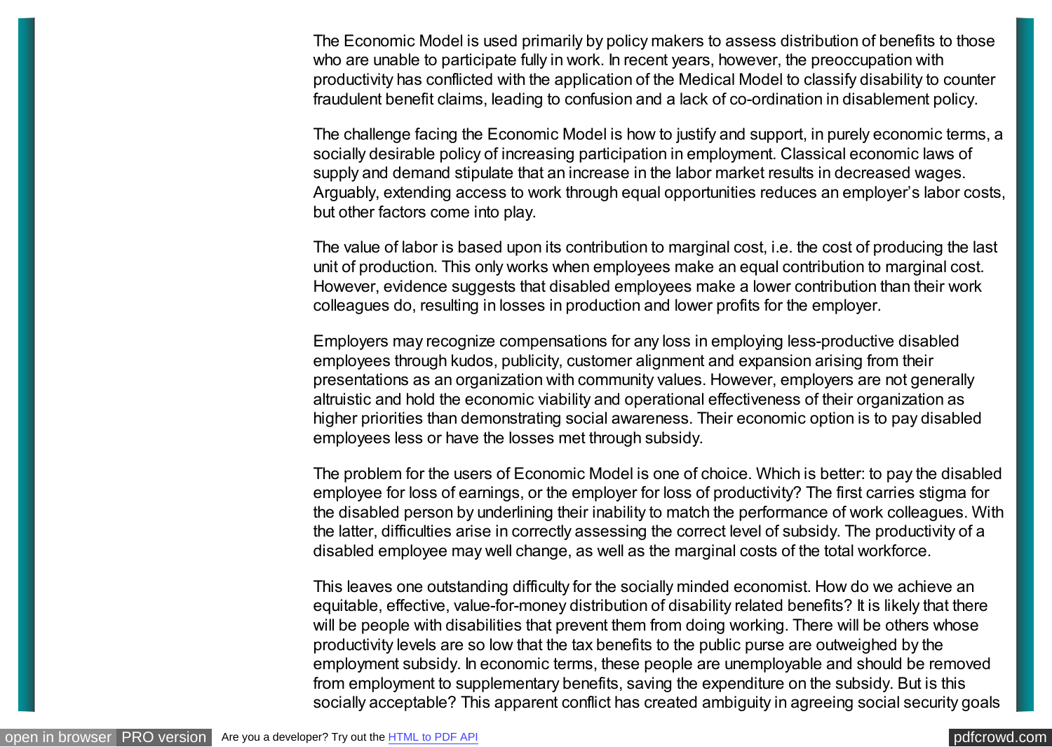The Economic Model is used primarily by policy makers to assess distribution of benefits to those who are unable to participate fully in work. In recent years, however, the preoccupation with productivity has conflicted with the application of the Medical Model to classify disability to counter fraudulent benefit claims, leading to confusion and a lack of co-ordination in disablement policy.

The challenge facing the Economic Model is how to justify and support, in purely economic terms, a socially desirable policy of increasing participation in employment. Classical economic laws of supply and demand stipulate that an increase in the labor market results in decreased wages. Arguably, extending access to work through equal opportunities reduces an employer's labor costs, but other factors come into play.

The value of labor is based upon its contribution to marginal cost, i.e. the cost of producing the last unit of production. This only works when employees make an equal contribution to marginal cost. However, evidence suggests that disabled employees make a lower contribution than their work colleagues do, resulting in losses in production and lower profits for the employer.

Employers may recognize compensations for any loss in employing less-productive disabled employees through kudos, publicity, customer alignment and expansion arising from their presentations as an organization with community values. However, employers are not generally altruistic and hold the economic viability and operational effectiveness of their organization as higher priorities than demonstrating social awareness. Their economic option is to pay disabled employees less or have the losses met through subsidy.

The problem for the users of Economic Model is one of choice. Which is better: to pay the disabled employee for loss of earnings, or the employer for loss of productivity? The first carries stigma for the disabled person by underlining their inability to match the performance of work colleagues. With the latter, difficulties arise in correctly assessing the correct level of subsidy. The productivity of a disabled employee may well change, as well as the marginal costs of the total workforce.

This leaves one outstanding difficulty for the socially minded economist. How do we achieve an equitable, effective, value-for-money distribution of disability related benefits? It is likely that there will be people with disabilities that prevent them from doing working. There will be others whose productivity levels are so low that the tax benefits to the public purse are outweighed by the employment subsidy. In economic terms, these people are unemployable and should be removed from employment to supplementary benefits, saving the expenditure on the subsidy. But is this socially acceptable? This apparent conflict has created ambiguity in agreeing social security goals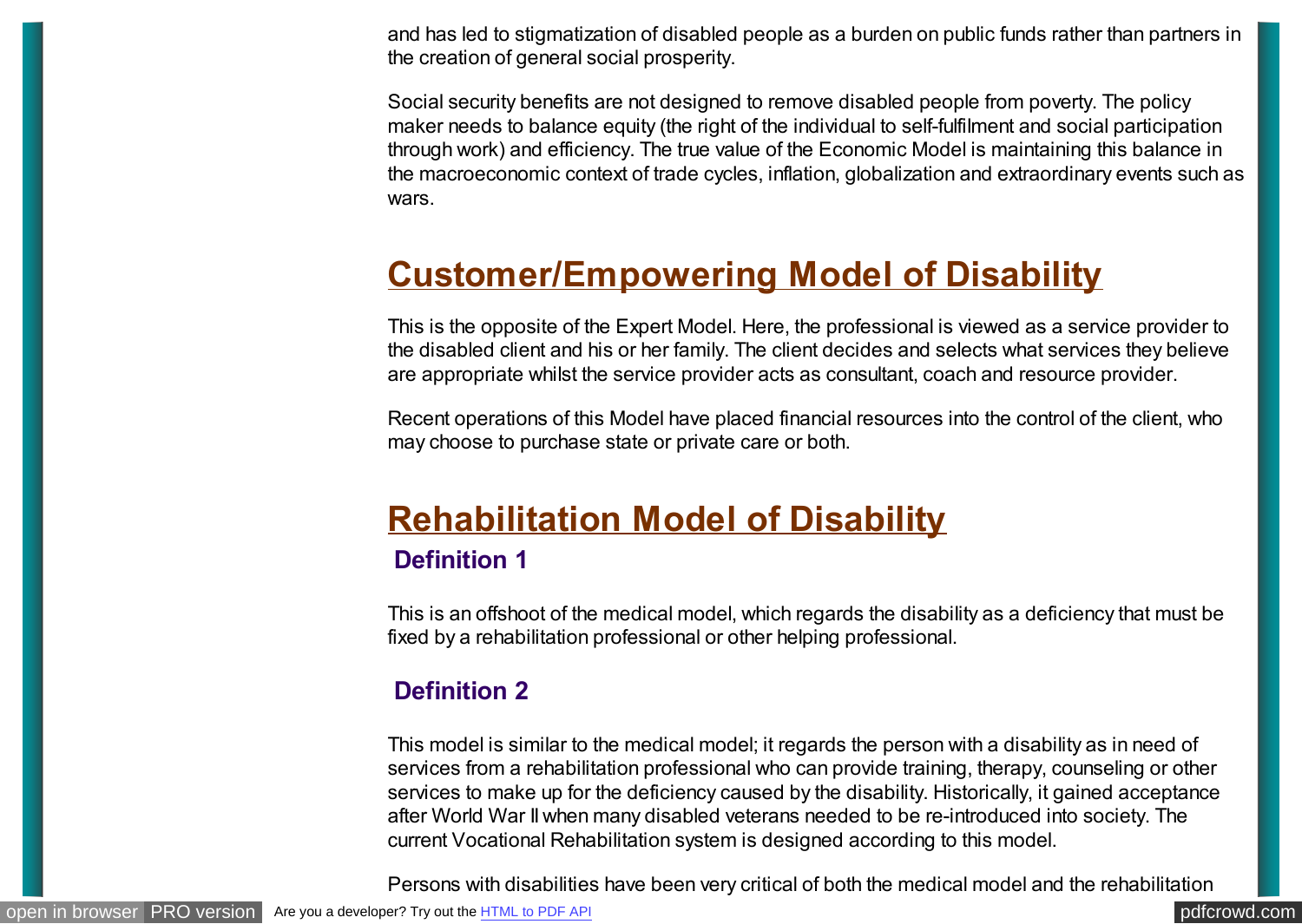and has led to stigmatization of disabled people as a burden on public funds rather than partners in the creation of general social prosperity.

Social security benefits are not designed to remove disabled people from poverty. The policy maker needs to balance equity (the right of the individual to self-fulfilment and social participation through work) and efficiency. The true value of the Economic Model is maintaining this balance in the macroeconomic context of trade cycles, inflation, globalization and extraordinary events such as wars.

## Customer/Empowering Model of Disability

This is the opposite of the Expert Model. Here, the professional is viewed as a service provider to the disabled client and his or her family. The client decides and selects what services they believe are appropriate whilst the service provider acts as consultant, coach and resource provider.

Recent operations of this Model have placed financial resources into the control of the client, who may choose to purchase state or private care or both.

## Rehabilitation Model of Disability

### Definition 1

This is an offshoot of the medical model, which regards the disability as a deficiency that must be fixed by a rehabilitation professional or other helping professional.

### Definition 2

This model is similar to the medical model; it regards the person with a disability as in need of services from a rehabilitation professional who can provide training, therapy, counseling or other services to make up for the deficiency caused by the disability. Historically, it gained acceptance after World War II when many disabled veterans needed to be re-introduced into society. The current Vocational Rehabilitation system is designed according to this model.

Persons with disabilities have been very critical of both the medical model and the rehabilitation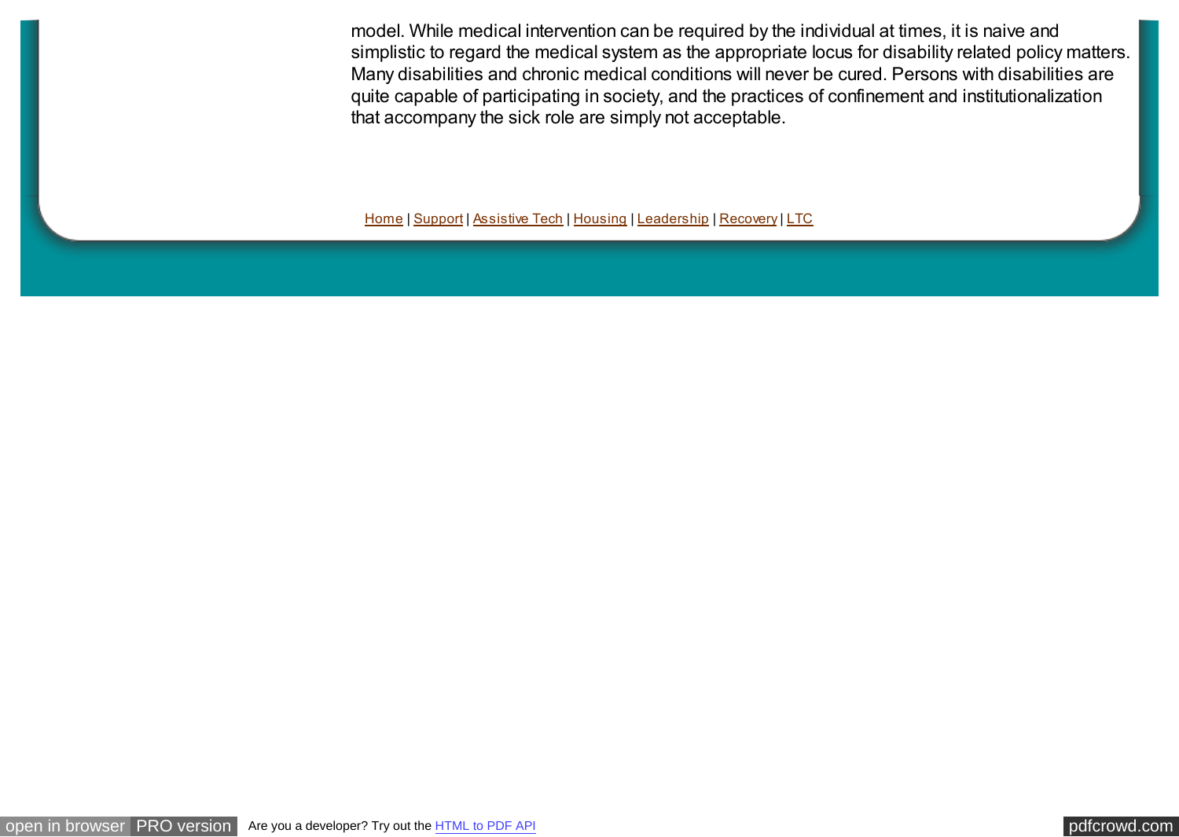model. While medical intervention can be required by the individual at times, it is naive and simplistic to regard the medical system as the appropriate locus for disability related policy matters. Many disabilities and chronic medical conditions will never be cured. Persons with disabilities are quite capable of participating in society, and the practices of confinement and institutionalization that accompany the sick role are simply not acceptable.

Home | Support | Assistive Tech | Housing | Leadership | Recovery | LTC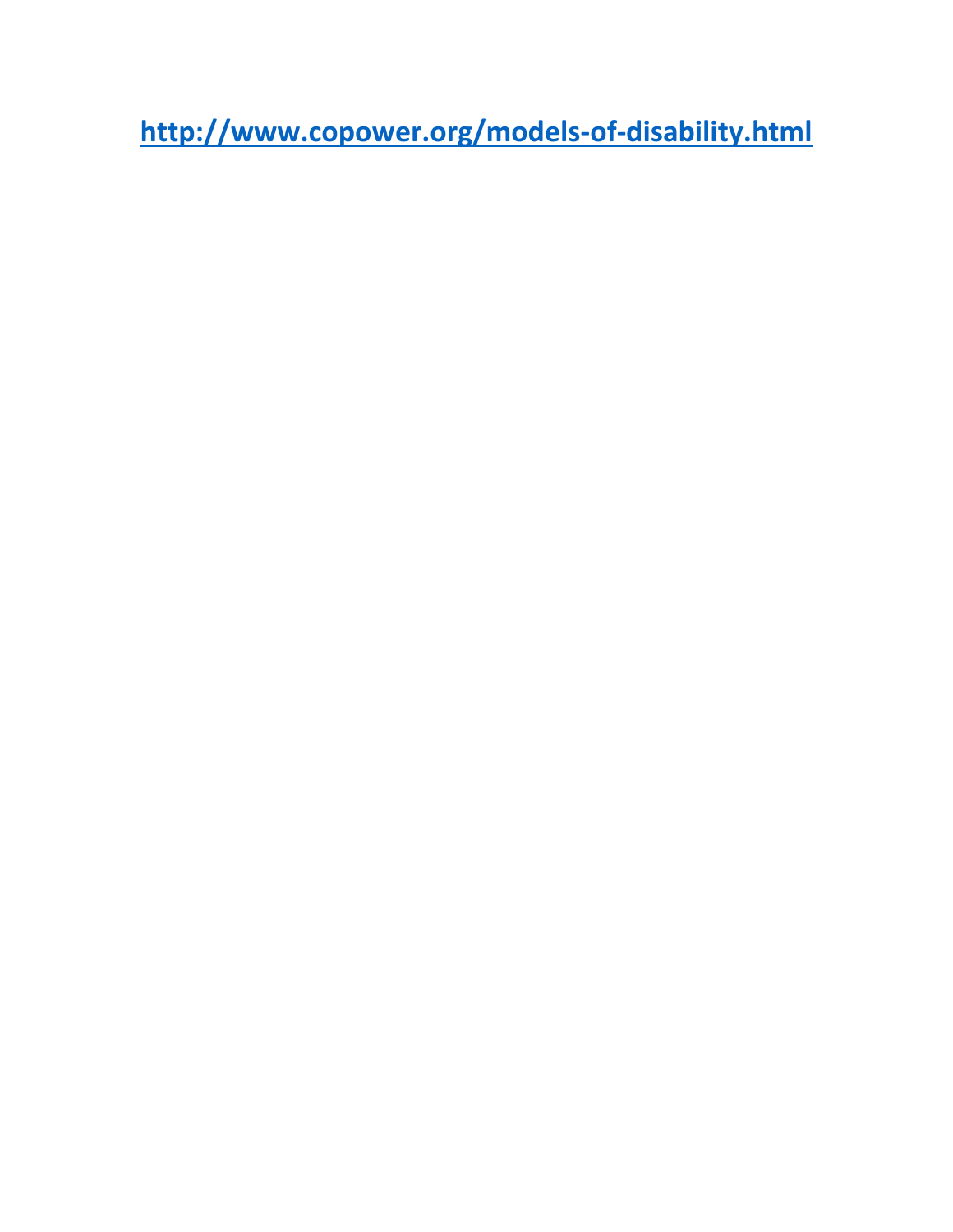**[http://www.copower.org/models-of-disability.html](http://www.copower.org/models-of-disability.html)**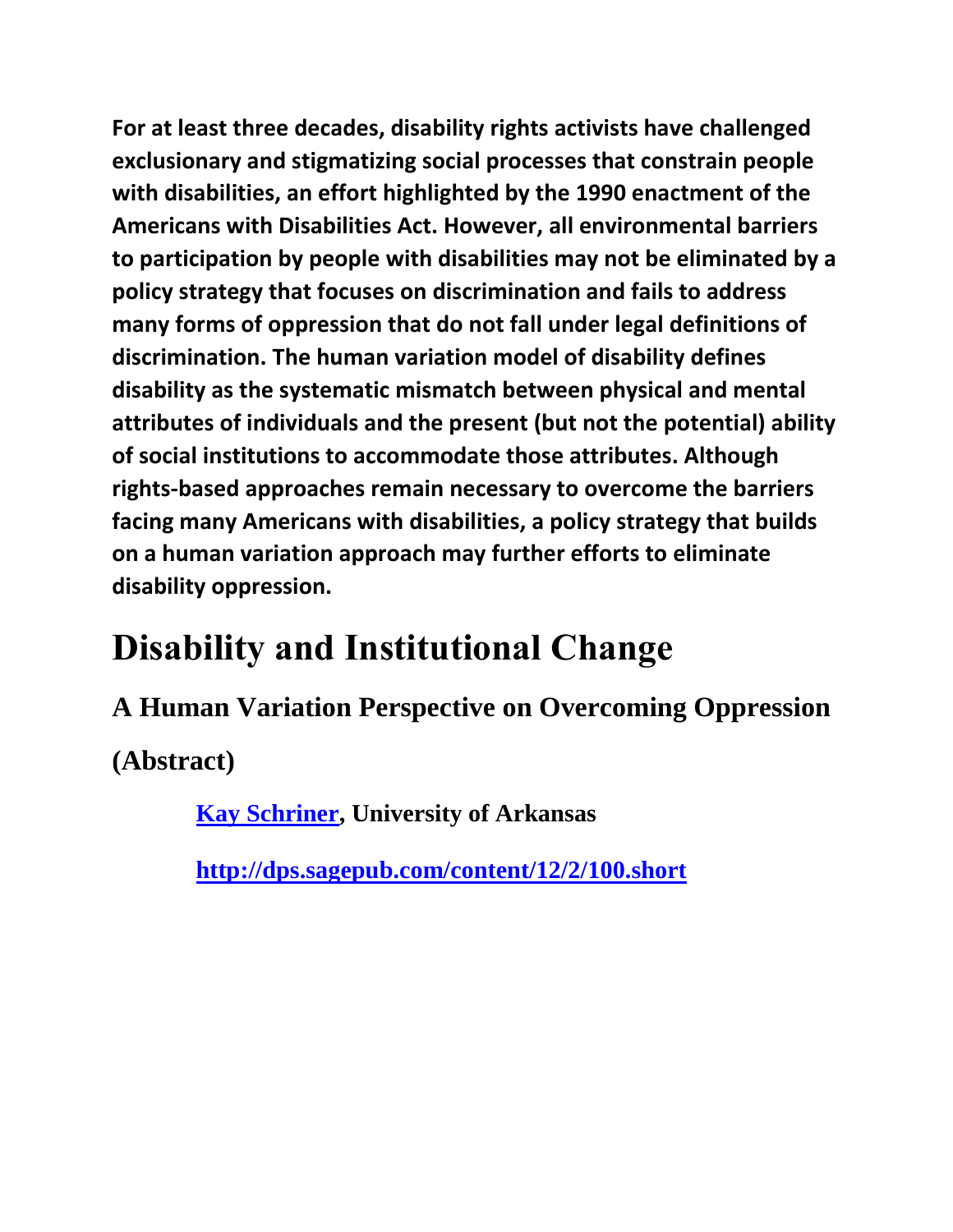**For at least three decades, disability rights activists have challenged exclusionary and stigmatizing social processes that constrain people with disabilities, an effort highlighted by the 1990 enactment of the Americans with Disabilities Act. However, all environmental barriers to participation by people with disabilities may not be eliminated by a policy strategy that focuses on discrimination and fails to address many forms of oppression that do not fall under legal definitions of discrimination. The human variation model of disability defines disability as the systematic mismatch between physical and mental attributes of individuals and the present (but not the potential) ability of social institutions to accommodate those attributes. Although rights-based approaches remain necessary to overcome the barriers facing many Americans with disabilities, a policy strategy that builds on a human variation approach may further efforts to eliminate disability oppression.**

# Disability and Institutional Change

## A Human Variation Perspective on Overcoming Oppression

## (Abstract)

**[Kay Schriner](#), University of Arkansas**

**[http://dps.sagepub.com/content/12/2/100.short](http://dps.sagepub.com/content/12/2/100.short)**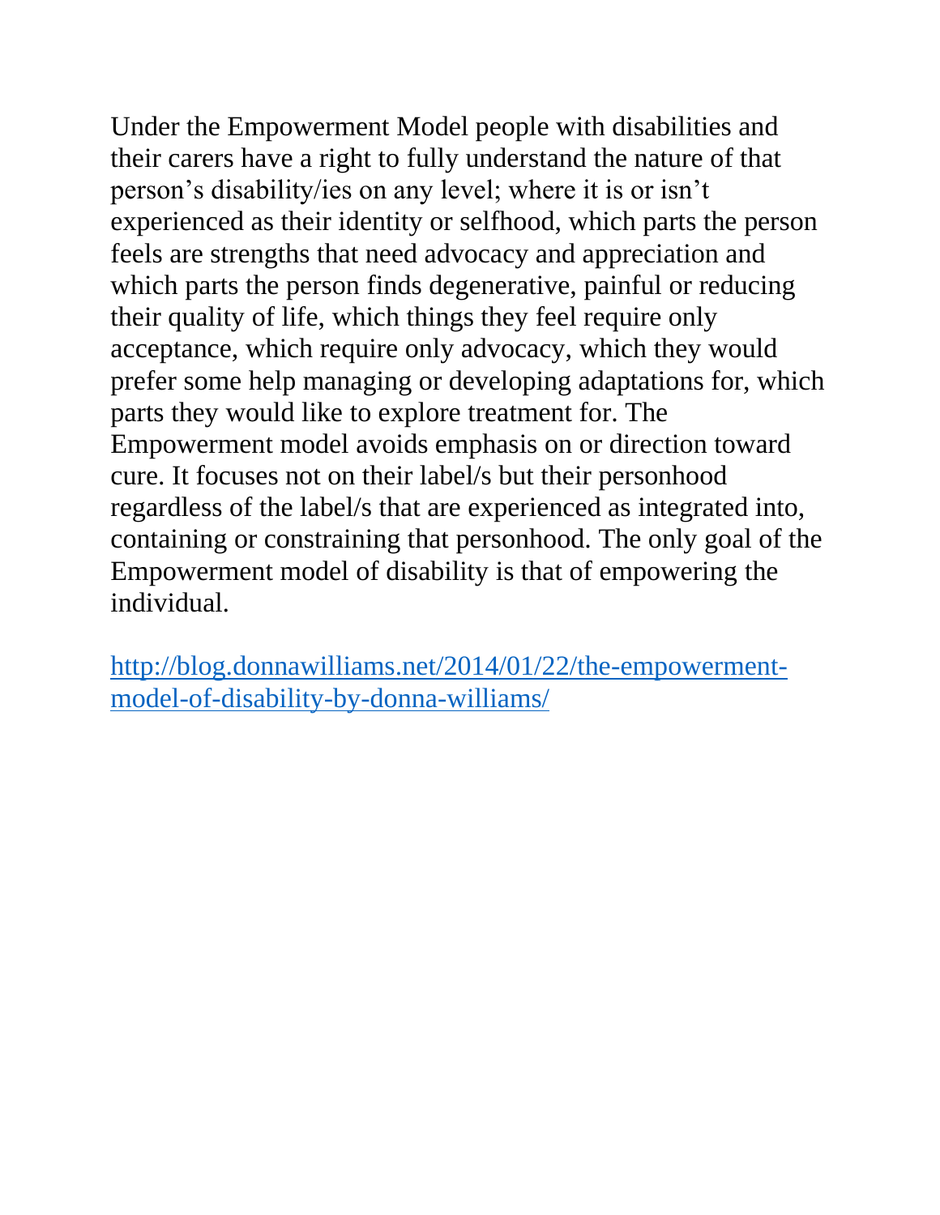Under the Empowerment Model people with disabilities and their carers have a right to fully understand the nature of that person's disability/ies on any level; where it is or isn't experienced as their identity or selfhood, which parts the person feels are strengths that need advocacy and appreciation and which parts the person finds degenerative, painful or reducing their quality of life, which things they feel require only acceptance, which require only advocacy, which they would prefer some help managing or developing adaptations for, which parts they would like to explore treatment for. The Empowerment model avoids emphasis on or direction toward cure. It focuses not on their label/s but their personhood regardless of the label/s that are experienced as integrated into, containing or constraining that personhood. The only goal of the Empowerment model of disability is that of empowering the individual.

http://blog.donnawilliams.net/2014/01/22/the-empowerment-model-of-disability-by-donna-williams/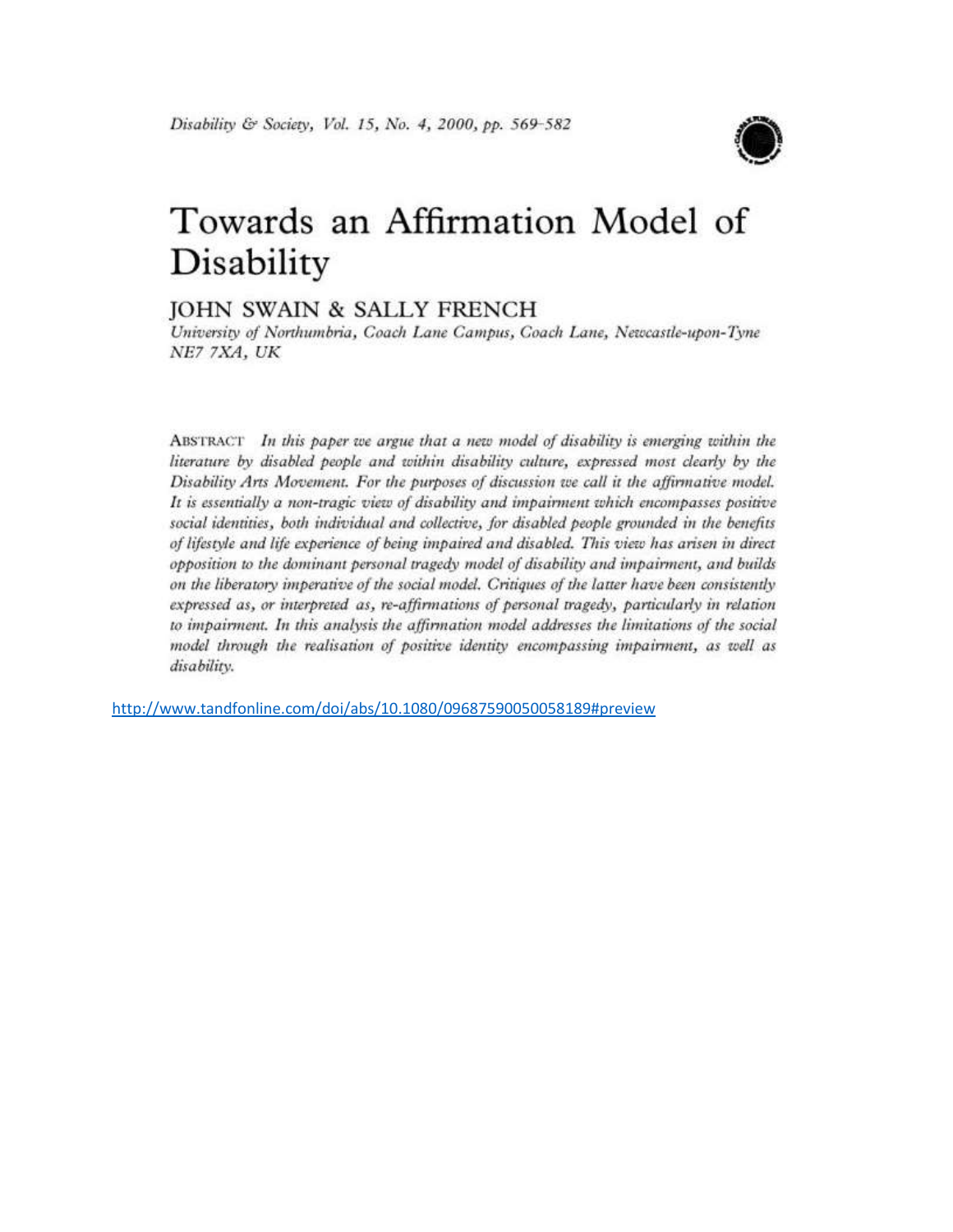# Towards an Affirmation Model of Disability

## JOHN SWAIN & SALLY FRENCH

*University of Northumbria, Coach Lane Campus, Coach Lane, Newcastle-upon-Tyne NE7 7XA, UK*

ABSTRACT *In this paper we argue that a new model of disability is emerging within the literature by disabled people and within disability culture, expressed most clearly by the Disability Arts Movement. For the purposes of discussion we call it the affirmative model. It is essentially a non-tragic view of disability and impairment which encompasses positive social identities, both individual and collective, for disabled people grounded in the benefits of lifestyle and life experience of being impaired and disabled. This view has arisen in direct opposition to the dominant personal tragedy model of disability and impairment, and builds on the liberatory imperative of the social model. Critiques of the latter have been consistently expressed as, or interpreted as, re-affirmations of personal tragedy, particularly in relation to impairment. In this analysis the affirmation model addresses the limitations of the social model through the realisation of positive identity encompassing impairment, as well as disability.*

http://www.tandfonline.com/doi/abs/10.1080/09687590050058189#preview